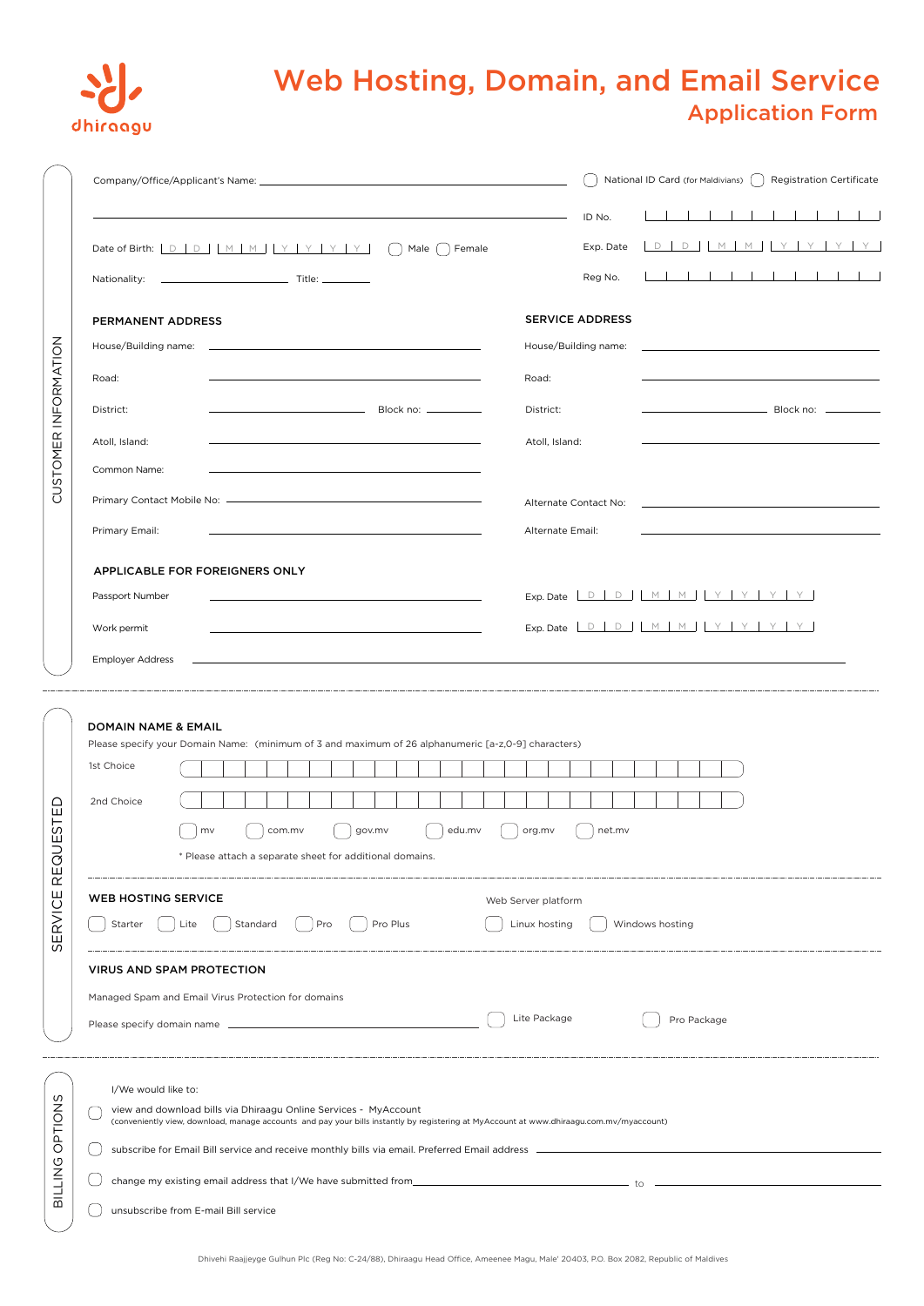dhiraagu

# Web Hosting, Domain, and Email Service

## Application Form

## CUSTOMER INFORMATION

Company/Office/Applicant's Name: ______________________

______________________

Date of Birth: D D | M M | Y Y Y Y  ◯ Male ◯ Female

Nationality: ____________ Title: ________

◯ National ID Card (for Maldivians) ◯ Registration Certificate

ID No.

Exp. Date D D | M M | Y Y Y Y

Reg No.

### PERMANENT ADDRESS

House/Building name: ______________________

Road: ______________________

District: ____________ Block no: ________

Atoll, Island: ______________________

Common Name: ______________________

Primary Contact Mobile No: ______________________

Primary Email: ______________________

### SERVICE ADDRESS

House/Building name: ______________________

Road: ______________________

District: ____________ Block no: ________

Atoll, Island: ______________________

Alternate Contact No: ______________________

Alternate Email: ______________________

### APPLICABLE FOR FOREIGNERS ONLY

Passport Number ______________________ Exp. Date D D | M M | Y Y Y Y

Work permit ______________________ Exp. Date D D | M M | Y Y Y Y

Employer Address ______________________

## SERVICE REQUESTED

### DOMAIN NAME & EMAIL

Please specify your Domain Name: (minimum of 3 and maximum of 26 alphanumeric [a-z,0-9] characters)

1st Choice

2nd Choice

◯ mv ◯ com.mv ◯ gov.mv ◯ edu.mv ◯ org.mv ◯ net.mv

* Please attach a separate sheet for additional domains.

### WEB HOSTING SERVICE

◯ Starter ◯ Lite ◯ Standard ◯ Pro ◯ Pro Plus

Web Server platform

◯ Linux hosting ◯ Windows hosting

### VIRUS AND SPAM PROTECTION

Managed Spam and Email Virus Protection for domains

Please specify domain name ______________________ ◯ Lite Package ◯ Pro Package

## BILLING OPTIONS

I/We would like to:

◯ view and download bills via Dhiraagu Online Services - MyAccount
(conveniently view, download, manage accounts and pay your bills instantly by registering at MyAccount at www.dhiraagu.com.mv/myaccount)

◯ subscribe for Email Bill service and receive monthly bills via email. Preferred Email address ______________________

◯ change my existing email address that I/We have submitted from ______________________ to ______________________

◯ unsubscribe from E-mail Bill service

Dhivehi Raajjeyge Gulhun Plc (Reg No: C-24/88), Dhiraagu Head Office, Ameenee Magu, Male' 20403, P.O. Box 2082, Republic of Maldives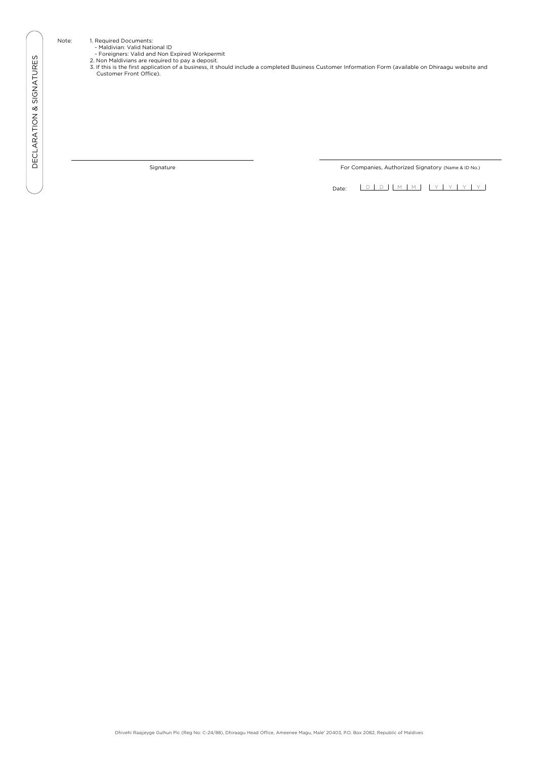## DECLARATION & SIGNATURES

Note:

1. Required Documents:
   - Maldivian: Valid National ID
   - Foreigners: Valid and Non Expired Workpermit
2. Non Maldivians are required to pay a deposit.
3. If this is the first application of a business, it should include a completed Business Customer Information Form (available on Dhiraagu website and Customer Front Office).

Signature

For Companies, Authorized Signatory (Name & ID No.)

Date: D D M M Y Y Y Y

Dhivehi Raajjeyge Gulhun Plc (Reg No: C-24/88), Dhiraagu Head Office, Ameenee Magu, Male' 20403, P.O. Box 2082, Republic of Maldives